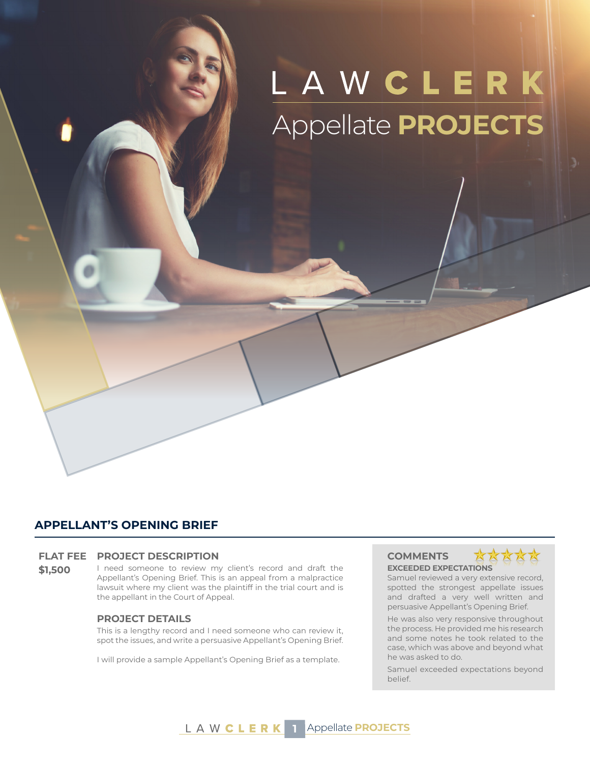# LAW CLERK Appellate PROJECTS

## APPELLANT'S OPENING BRIEF

**FLAT FEE**
**$1,500**

### PROJECT DESCRIPTION

I need someone to review my client's record and draft the Appellant's Opening Brief. This is an appeal from a malpractice lawsuit where my client was the plaintiff in the trial court and is the appellant in the Court of Appeal.

### PROJECT DETAILS

This is a lengthy record and I need someone who can review it, spot the issues, and write a persuasive Appellant's Opening Brief.

I will provide a sample Appellant's Opening Brief as a template.

### COMMENTS ★★★★★

**EXCEEDED EXPECTATIONS**

Samuel reviewed a very extensive record, spotted the strongest appellate issues and drafted a very well written and persuasive Appellant's Opening Brief.

He was also very responsive throughout the process. He provided me his research and some notes he took related to the case, which was above and beyond what he was asked to do.

Samuel exceeded expectations beyond belief.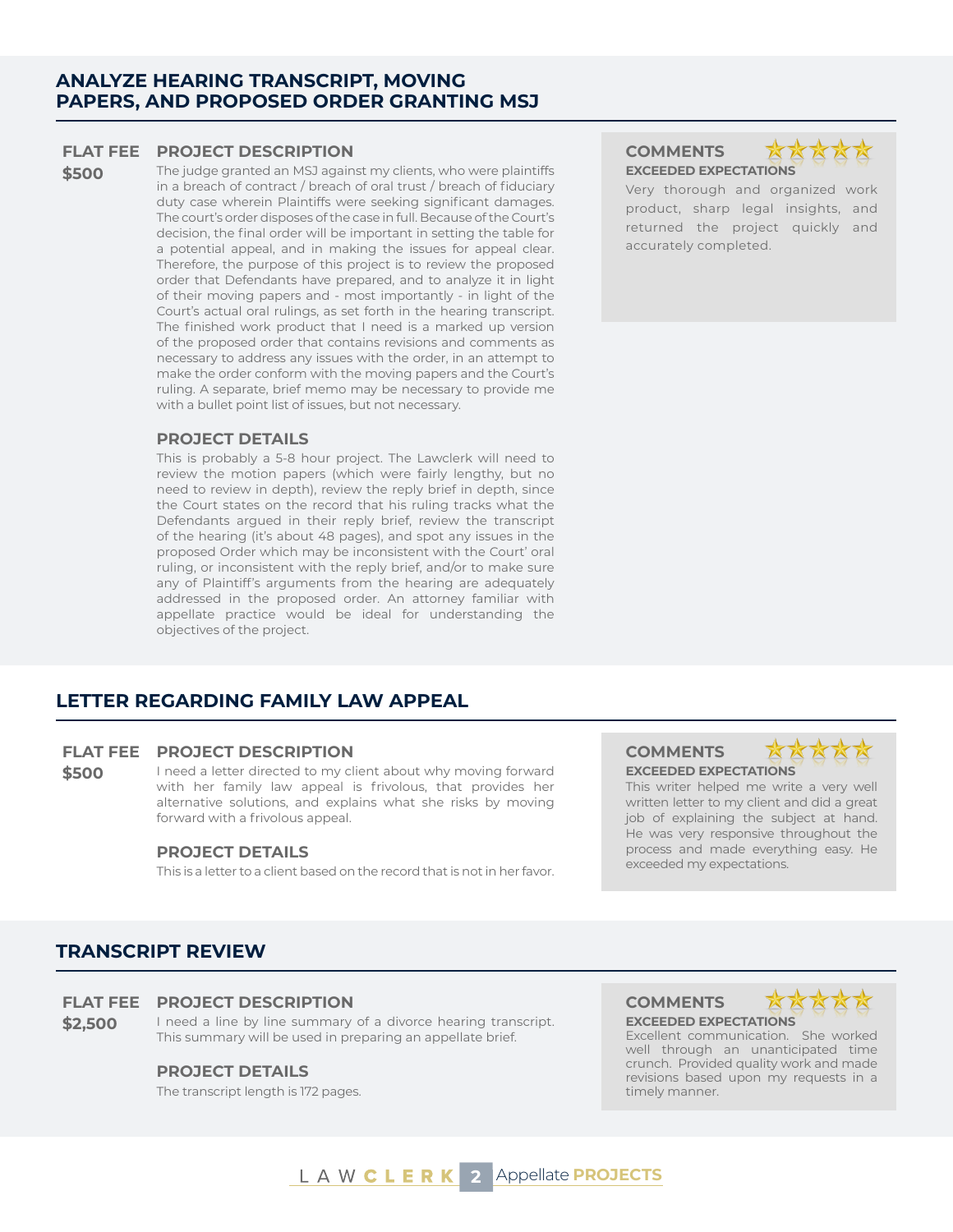## ANALYZE HEARING TRANSCRIPT, MOVING PAPERS, AND PROPOSED ORDER GRANTING MSJ

**FLAT FEE**

**$500**

### PROJECT DESCRIPTION

The judge granted an MSJ against my clients, who were plaintiffs in a breach of contract / breach of oral trust / breach of fiduciary duty case wherein Plaintiffs were seeking significant damages. The court's order disposes of the case in full. Because of the Court's decision, the final order will be important in setting the table for a potential appeal, and in making the issues for appeal clear. Therefore, the purpose of this project is to review the proposed order that Defendants have prepared, and to analyze it in light of their moving papers and - most importantly - in light of the Court's actual oral rulings, as set forth in the hearing transcript. The finished work product that I need is a marked up version of the proposed order that contains revisions and comments as necessary to address any issues with the order, in an attempt to make the order conform with the moving papers and the Court's ruling. A separate, brief memo may be necessary to provide me with a bullet point list of issues, but not necessary.

### PROJECT DETAILS

This is probably a 5-8 hour project. The Lawclerk will need to review the motion papers (which were fairly lengthy, but no need to review in depth), review the reply brief in depth, since the Court states on the record that his ruling tracks what the Defendants argued in their reply brief, review the transcript of the hearing (it's about 48 pages), and spot any issues in the proposed Order which may be inconsistent with the Court' oral ruling, or inconsistent with the reply brief, and/or to make sure any of Plaintiff's arguments from the hearing are adequately addressed in the proposed order. An attorney familiar with appellate practice would be ideal for understanding the objectives of the project.

### COMMENTS ★★★★★

**EXCEEDED EXPECTATIONS**

Very thorough and organized work product, sharp legal insights, and returned the project quickly and accurately completed.

## LETTER REGARDING FAMILY LAW APPEAL

**FLAT FEE**

**$500**

### PROJECT DESCRIPTION

I need a letter directed to my client about why moving forward with her family law appeal is frivolous, that provides her alternative solutions, and explains what she risks by moving forward with a frivolous appeal.

### PROJECT DETAILS

This is a letter to a client based on the record that is not in her favor.

### COMMENTS ★★★★★

**EXCEEDED EXPECTATIONS**

This writer helped me write a very well written letter to my client and did a great job of explaining the subject at hand. He was very responsive throughout the process and made everything easy. He exceeded my expectations.

## TRANSCRIPT REVIEW

**FLAT FEE**

**$2,500**

### PROJECT DESCRIPTION

I need a line by line summary of a divorce hearing transcript. This summary will be used in preparing an appellate brief.

### PROJECT DETAILS

The transcript length is 172 pages.

### COMMENTS ★★★★★

**EXCEEDED EXPECTATIONS**

Excellent communication. She worked well through an unanticipated time crunch. Provided quality work and made revisions based upon my requests in a timely manner.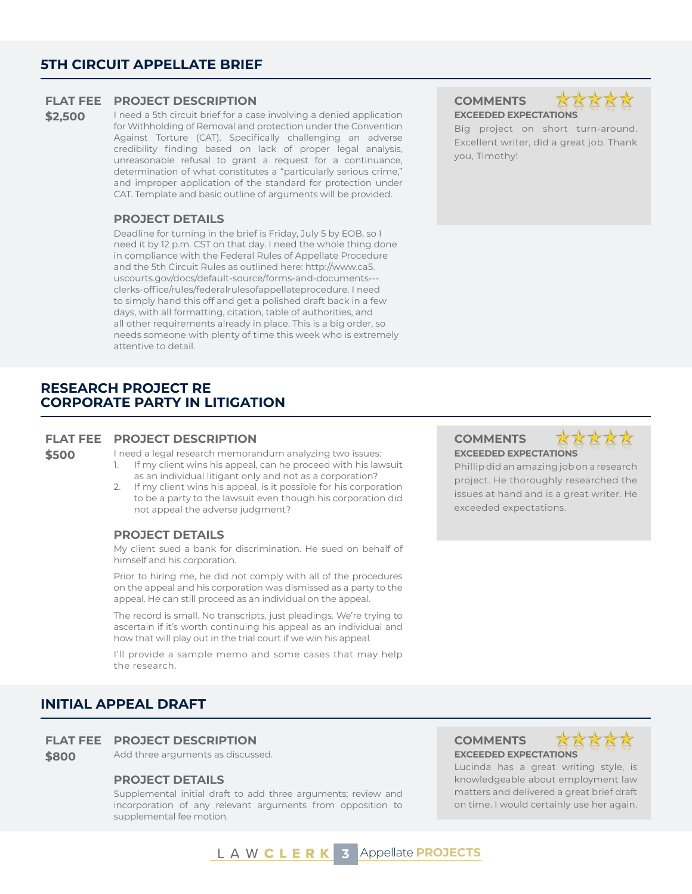## 5TH CIRCUIT APPELLATE BRIEF

**FLAT FEE**
**$2,500**

### PROJECT DESCRIPTION

I need a 5th circuit brief for a case involving a denied application for Withholding of Removal and protection under the Convention Against Torture (CAT). Specifically challenging an adverse credibility finding based on lack of proper legal analysis, unreasonable refusal to grant a request for a continuance, determination of what constitutes a "particularly serious crime," and improper application of the standard for protection under CAT. Template and basic outline of arguments will be provided.

### PROJECT DETAILS

Deadline for turning in the brief is Friday, July 5 by EOB, so I need it by 12 p.m. CST on that day. I need the whole thing done in compliance with the Federal Rules of Appellate Procedure and the 5th Circuit Rules as outlined here: http://www.ca5.uscourts.gov/docs/default-source/forms-and-documents---clerks-office/rules/federalrulesofappellateprocedure. I need to simply hand this off and get a polished draft back in a few days, with all formatting, citation, table of authorities, and all other requirements already in place. This is a big order, so needs someone with plenty of time this week who is extremely attentive to detail.

### COMMENTS

★★★★★

**EXCEEDED EXPECTATIONS**

Big project on short turn-around. Excellent writer, did a great job. Thank you, Timothy!

## RESEARCH PROJECT RE CORPORATE PARTY IN LITIGATION

**FLAT FEE**
**$500**

### PROJECT DESCRIPTION

I need a legal research memorandum analyzing two issues:

1. If my client wins his appeal, can he proceed with his lawsuit as an individual litigant only and not as a corporation?
2. If my client wins his appeal, is it possible for his corporation to be a party to the lawsuit even though his corporation did not appeal the adverse judgment?

### PROJECT DETAILS

My client sued a bank for discrimination. He sued on behalf of himself and his corporation.

Prior to hiring me, he did not comply with all of the procedures on the appeal and his corporation was dismissed as a party to the appeal. He can still proceed as an individual on the appeal.

The record is small. No transcripts, just pleadings. We're trying to ascertain if it's worth continuing his appeal as an individual and how that will play out in the trial court if we win his appeal.

I'll provide a sample memo and some cases that may help the research.

### COMMENTS

★★★★★

**EXCEEDED EXPECTATIONS**

Phillip did an amazing job on a research project. He thoroughly researched the issues at hand and is a great writer. He exceeded expectations.

## INITIAL APPEAL DRAFT

**FLAT FEE**
**$800**

### PROJECT DESCRIPTION

Add three arguments as discussed.

### PROJECT DETAILS

Supplemental initial draft to add three arguments; review and incorporation of any relevant arguments from opposition to supplemental fee motion.

### COMMENTS

★★★★★

**EXCEEDED EXPECTATIONS**

Lucinda has a great writing style, is knowledgeable about employment law matters and delivered a great brief draft on time. I would certainly use her again.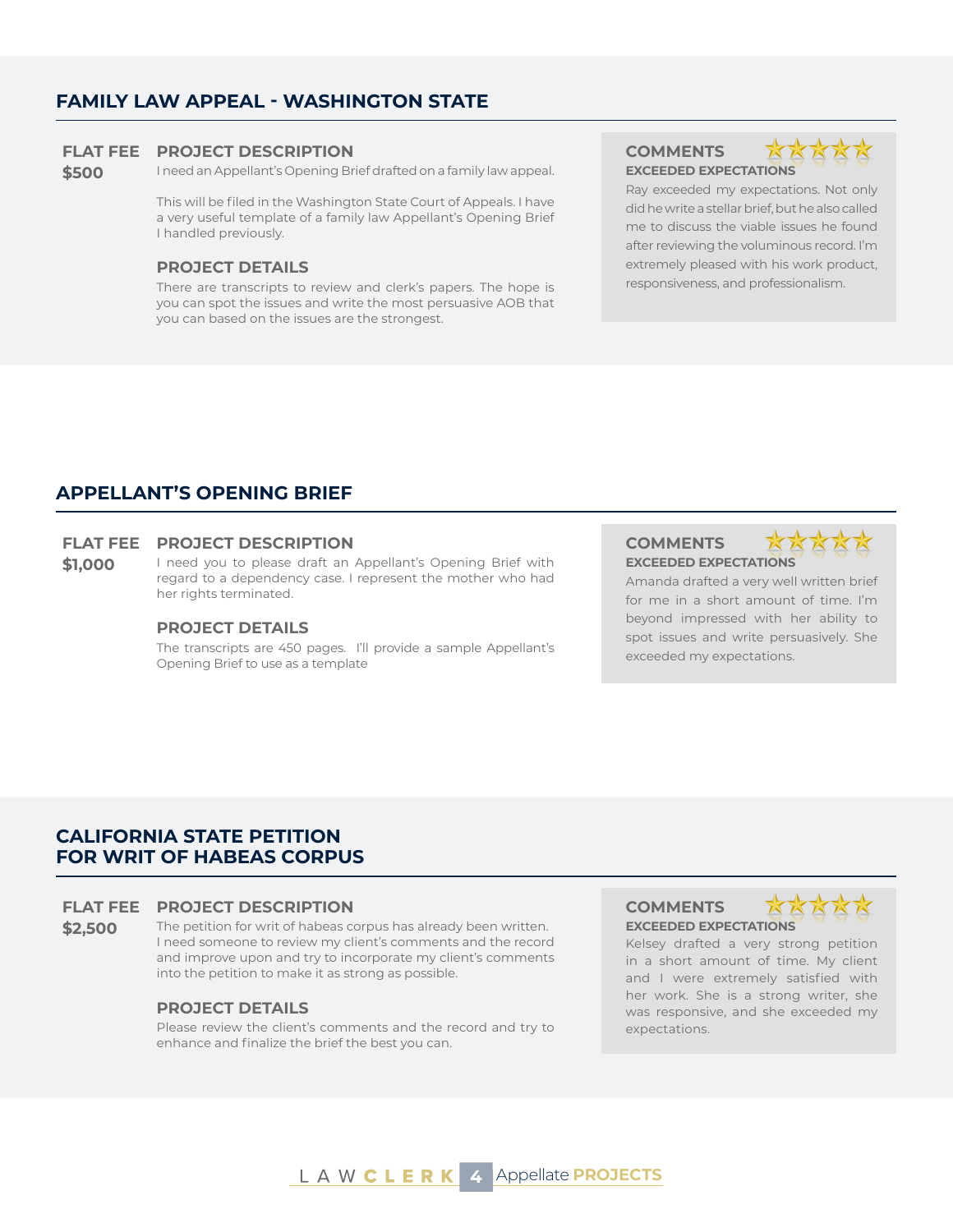## FAMILY LAW APPEAL - WASHINGTON STATE

**FLAT FEE**
**$500**

### PROJECT DESCRIPTION

I need an Appellant's Opening Brief drafted on a family law appeal.

This will be filed in the Washington State Court of Appeals. I have a very useful template of a family law Appellant's Opening Brief I handled previously.

### PROJECT DETAILS

There are transcripts to review and clerk's papers. The hope is you can spot the issues and write the most persuasive AOB that you can based on the issues are the strongest.

### COMMENTS

**EXCEEDED EXPECTATIONS**

Ray exceeded my expectations. Not only did he write a stellar brief, but he also called me to discuss the viable issues he found after reviewing the voluminous record. I'm extremely pleased with his work product, responsiveness, and professionalism.

## APPELLANT'S OPENING BRIEF

**FLAT FEE**
**$1,000**

### PROJECT DESCRIPTION

I need you to please draft an Appellant's Opening Brief with regard to a dependency case. I represent the mother who had her rights terminated.

### PROJECT DETAILS

The transcripts are 450 pages. I'll provide a sample Appellant's Opening Brief to use as a template

### COMMENTS

**EXCEEDED EXPECTATIONS**

Amanda drafted a very well written brief for me in a short amount of time. I'm beyond impressed with her ability to spot issues and write persuasively. She exceeded my expectations.

## CALIFORNIA STATE PETITION FOR WRIT OF HABEAS CORPUS

**FLAT FEE**
**$2,500**

### PROJECT DESCRIPTION

The petition for writ of habeas corpus has already been written. I need someone to review my client's comments and the record and improve upon and try to incorporate my client's comments into the petition to make it as strong as possible.

### PROJECT DETAILS

Please review the client's comments and the record and try to enhance and finalize the brief the best you can.

### COMMENTS

**EXCEEDED EXPECTATIONS**

Kelsey drafted a very strong petition in a short amount of time. My client and I were extremely satisfied with her work. She is a strong writer, she was responsive, and she exceeded my expectations.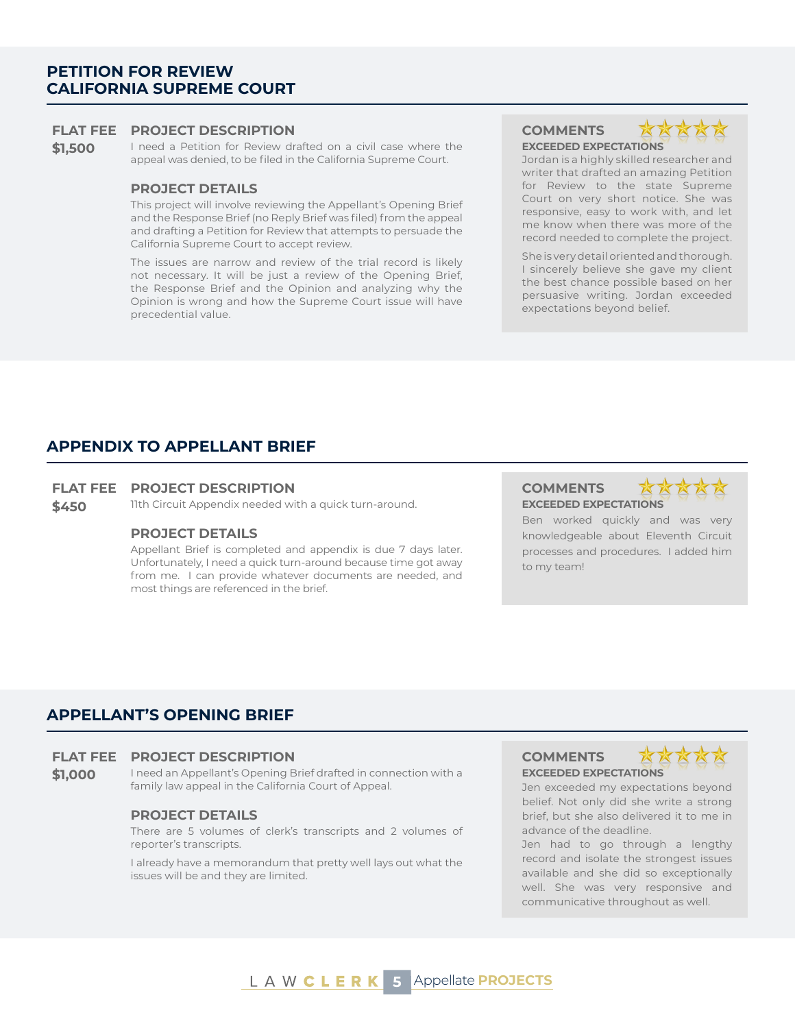## PETITION FOR REVIEW CALIFORNIA SUPREME COURT

**FLAT FEE**

**$1,500**

### PROJECT DESCRIPTION

I need a Petition for Review drafted on a civil case where the appeal was denied, to be filed in the California Supreme Court.

### PROJECT DETAILS

This project will involve reviewing the Appellant's Opening Brief and the Response Brief (no Reply Brief was filed) from the appeal and drafting a Petition for Review that attempts to persuade the California Supreme Court to accept review.

The issues are narrow and review of the trial record is likely not necessary. It will be just a review of the Opening Brief, the Response Brief and the Opinion and analyzing why the Opinion is wrong and how the Supreme Court issue will have precedential value.

### COMMENTS

**EXCEEDED EXPECTATIONS**

Jordan is a highly skilled researcher and writer that drafted an amazing Petition for Review to the state Supreme Court on very short notice. She was responsive, easy to work with, and let me know when there was more of the record needed to complete the project.

She is very detail oriented and thorough. I sincerely believe she gave my client the best chance possible based on her persuasive writing. Jordan exceeded expectations beyond belief.

## APPENDIX TO APPELLANT BRIEF

**FLAT FEE**

**$450**

### PROJECT DESCRIPTION

11th Circuit Appendix needed with a quick turn-around.

### PROJECT DETAILS

Appellant Brief is completed and appendix is due 7 days later. Unfortunately, I need a quick turn-around because time got away from me. I can provide whatever documents are needed, and most things are referenced in the brief.

### COMMENTS

**EXCEEDED EXPECTATIONS**

Ben worked quickly and was very knowledgeable about Eleventh Circuit processes and procedures. I added him to my team!

## APPELLANT'S OPENING BRIEF

**FLAT FEE**

**$1,000**

### PROJECT DESCRIPTION

I need an Appellant's Opening Brief drafted in connection with a family law appeal in the California Court of Appeal.

### PROJECT DETAILS

There are 5 volumes of clerk's transcripts and 2 volumes of reporter's transcripts.

I already have a memorandum that pretty well lays out what the issues will be and they are limited.

### COMMENTS

**EXCEEDED EXPECTATIONS**

Jen exceeded my expectations beyond belief. Not only did she write a strong brief, but she also delivered it to me in advance of the deadline.

Jen had to go through a lengthy record and isolate the strongest issues available and she did so exceptionally well. She was very responsive and communicative throughout as well.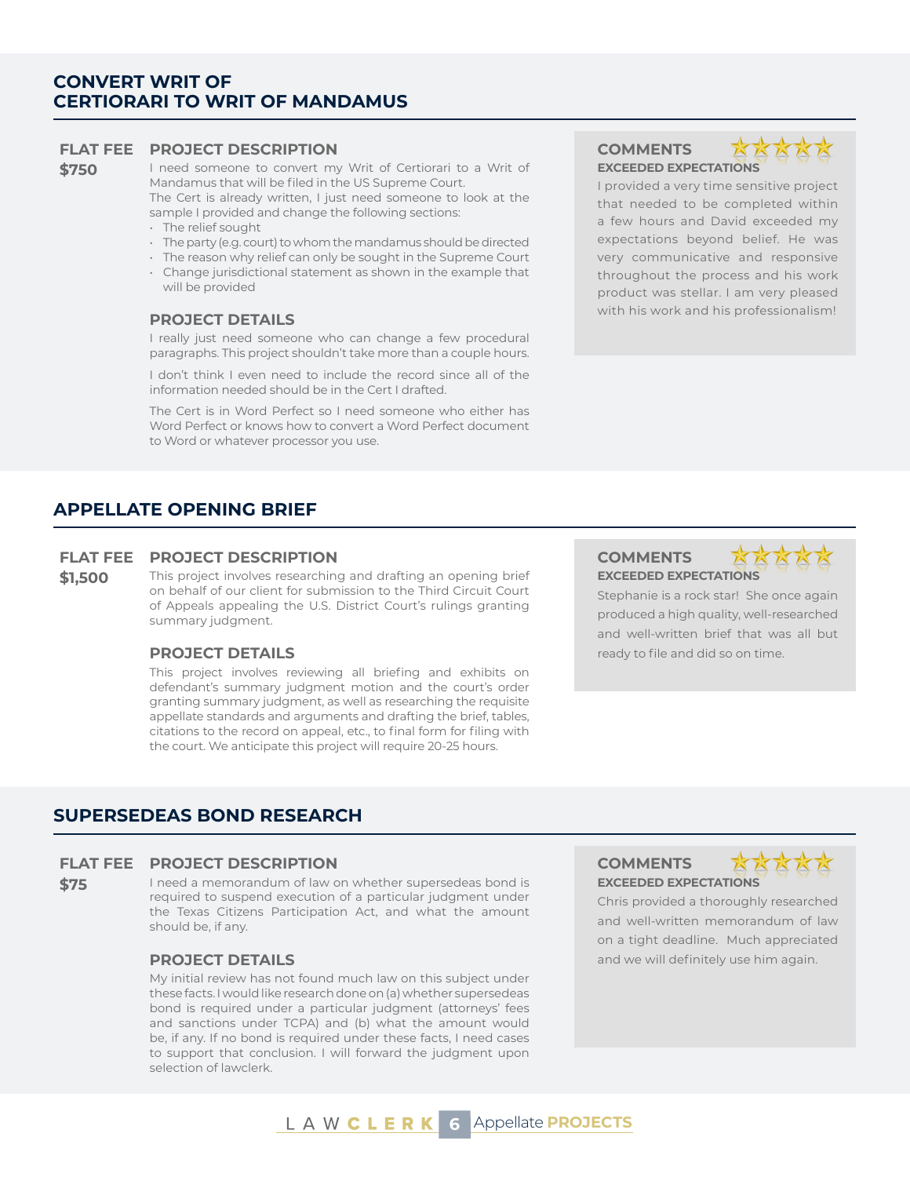## CONVERT WRIT OF CERTIORARI TO WRIT OF MANDAMUS

**FLAT FEE**
**$750**

### PROJECT DESCRIPTION

I need someone to convert my Writ of Certiorari to a Writ of Mandamus that will be filed in the US Supreme Court.
The Cert is already written, I just need someone to look at the sample I provided and change the following sections:

- The relief sought
- The party (e.g. court) to whom the mandamus should be directed
- The reason why relief can only be sought in the Supreme Court
- Change jurisdictional statement as shown in the example that will be provided

### PROJECT DETAILS

I really just need someone who can change a few procedural paragraphs. This project shouldn't take more than a couple hours.

I don't think I even need to include the record since all of the information needed should be in the Cert I drafted.

The Cert is in Word Perfect so I need someone who either has Word Perfect or knows how to convert a Word Perfect document to Word or whatever processor you use.

### COMMENTS

**EXCEEDED EXPECTATIONS**

I provided a very time sensitive project that needed to be completed within a few hours and David exceeded my expectations beyond belief. He was very communicative and responsive throughout the process and his work product was stellar. I am very pleased with his work and his professionalism!

## APPELLATE OPENING BRIEF

**FLAT FEE**
**$1,500**

### PROJECT DESCRIPTION

This project involves researching and drafting an opening brief on behalf of our client for submission to the Third Circuit Court of Appeals appealing the U.S. District Court's rulings granting summary judgment.

### PROJECT DETAILS

This project involves reviewing all briefing and exhibits on defendant's summary judgment motion and the court's order granting summary judgment, as well as researching the requisite appellate standards and arguments and drafting the brief, tables, citations to the record on appeal, etc., to final form for filing with the court. We anticipate this project will require 20-25 hours.

### COMMENTS

**EXCEEDED EXPECTATIONS**

Stephanie is a rock star! She once again produced a high quality, well-researched and well-written brief that was all but ready to file and did so on time.

## SUPERSEDEAS BOND RESEARCH

**FLAT FEE**
**$75**

### PROJECT DESCRIPTION

I need a memorandum of law on whether supersedeas bond is required to suspend execution of a particular judgment under the Texas Citizens Participation Act, and what the amount should be, if any.

### PROJECT DETAILS

My initial review has not found much law on this subject under these facts. I would like research done on (a) whether supersedeas bond is required under a particular judgment (attorneys' fees and sanctions under TCPA) and (b) what the amount would be, if any. If no bond is required under these facts, I need cases to support that conclusion. I will forward the judgment upon selection of lawclerk.

### COMMENTS

**EXCEEDED EXPECTATIONS**

Chris provided a thoroughly researched and well-written memorandum of law on a tight deadline. Much appreciated and we will definitely use him again.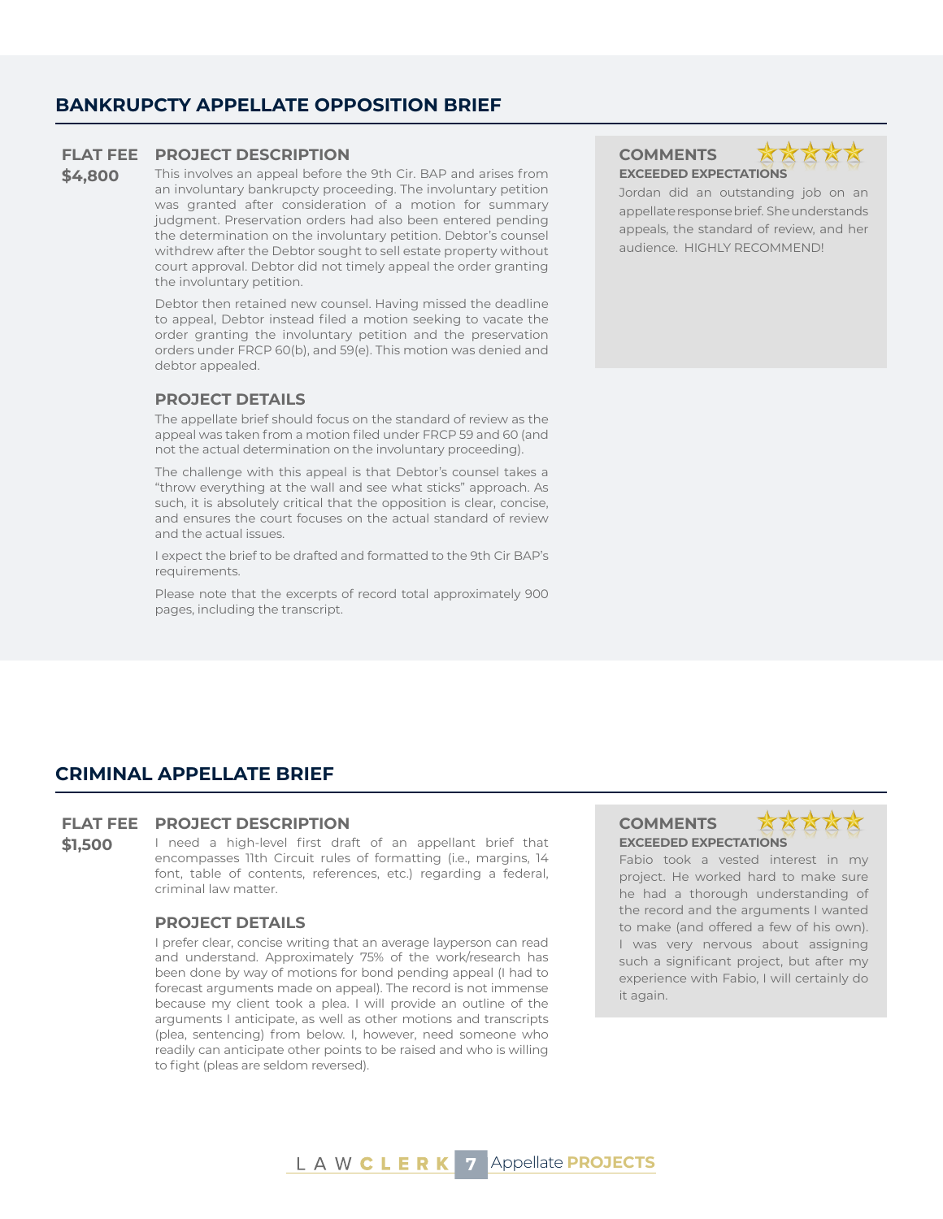## BANKRUPTCY APPELLATE OPPOSITION BRIEF

**FLAT FEE**
**$4,800**

### PROJECT DESCRIPTION

This involves an appeal before the 9th Cir. BAP and arises from an involuntary bankruptcy proceeding. The involuntary petition was granted after consideration of a motion for summary judgment. Preservation orders had also been entered pending the determination on the involuntary petition. Debtor's counsel withdrew after the Debtor sought to sell estate property without court approval. Debtor did not timely appeal the order granting the involuntary petition.

Debtor then retained new counsel. Having missed the deadline to appeal, Debtor instead filed a motion seeking to vacate the order granting the involuntary petition and the preservation orders under FRCP 60(b), and 59(e). This motion was denied and debtor appealed.

### PROJECT DETAILS

The appellate brief should focus on the standard of review as the appeal was taken from a motion filed under FRCP 59 and 60 (and not the actual determination on the involuntary proceeding).

The challenge with this appeal is that Debtor's counsel takes a "throw everything at the wall and see what sticks" approach. As such, it is absolutely critical that the opposition is clear, concise, and ensures the court focuses on the actual standard of review and the actual issues.

I expect the brief to be drafted and formatted to the 9th Cir BAP's requirements.

Please note that the excerpts of record total approximately 900 pages, including the transcript.

### COMMENTS ★★★★★

**EXCEEDED EXPECTATIONS**

Jordan did an outstanding job on an appellate response brief. She understands appeals, the standard of review, and her audience. HIGHLY RECOMMEND!

## CRIMINAL APPELLATE BRIEF

**FLAT FEE**
**$1,500**

### PROJECT DESCRIPTION

I need a high-level first draft of an appellant brief that encompasses 11th Circuit rules of formatting (i.e., margins, 14 font, table of contents, references, etc.) regarding a federal, criminal law matter.

### PROJECT DETAILS

I prefer clear, concise writing that an average layperson can read and understand. Approximately 75% of the work/research has been done by way of motions for bond pending appeal (I had to forecast arguments made on appeal). The record is not immense because my client took a plea. I will provide an outline of the arguments I anticipate, as well as other motions and transcripts (plea, sentencing) from below. I, however, need someone who readily can anticipate other points to be raised and who is willing to fight (pleas are seldom reversed).

### COMMENTS ★★★★★

**EXCEEDED EXPECTATIONS**

Fabio took a vested interest in my project. He worked hard to make sure he had a thorough understanding of the record and the arguments I wanted to make (and offered a few of his own). I was very nervous about assigning such a significant project, but after my experience with Fabio, I will certainly do it again.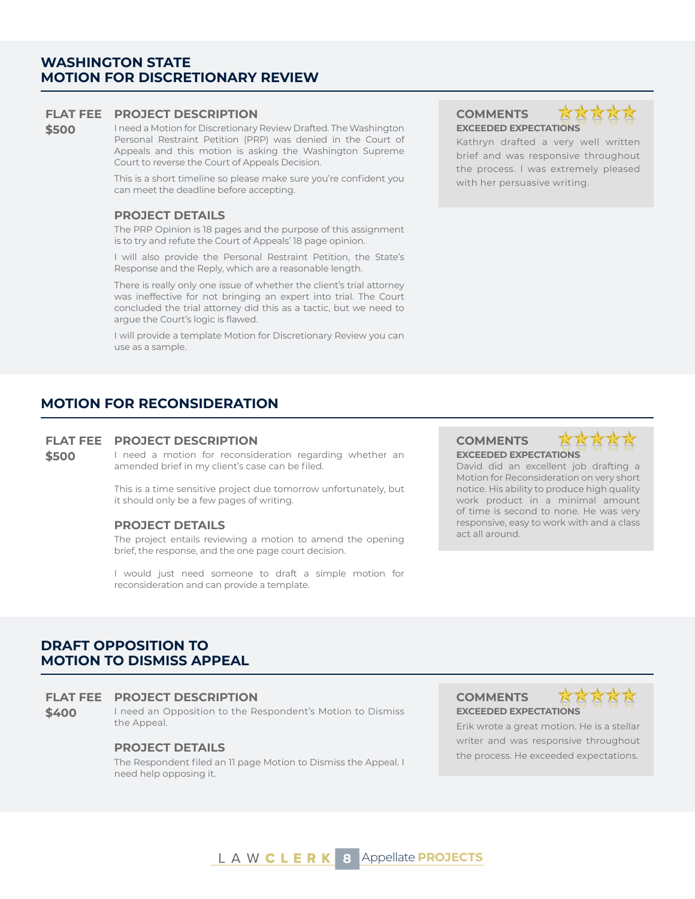## WASHINGTON STATE MOTION FOR DISCRETIONARY REVIEW

**FLAT FEE**
**$500**

### PROJECT DESCRIPTION

I need a Motion for Discretionary Review Drafted. The Washington Personal Restraint Petition (PRP) was denied in the Court of Appeals and this motion is asking the Washington Supreme Court to reverse the Court of Appeals Decision.

This is a short timeline so please make sure you're confident you can meet the deadline before accepting.

### PROJECT DETAILS

The PRP Opinion is 18 pages and the purpose of this assignment is to try and refute the Court of Appeals' 18 page opinion.

I will also provide the Personal Restraint Petition, the State's Response and the Reply, which are a reasonable length.

There is really only one issue of whether the client's trial attorney was ineffective for not bringing an expert into trial. The Court concluded the trial attorney did this as a tactic, but we need to argue the Court's logic is flawed.

I will provide a template Motion for Discretionary Review you can use as a sample.

### COMMENTS

**EXCEEDED EXPECTATIONS**

Kathryn drafted a very well written brief and was responsive throughout the process. I was extremely pleased with her persuasive writing.

## MOTION FOR RECONSIDERATION

**FLAT FEE**
**$500**

### PROJECT DESCRIPTION

I need a motion for reconsideration regarding whether an amended brief in my client's case can be filed.

This is a time sensitive project due tomorrow unfortunately, but it should only be a few pages of writing.

### PROJECT DETAILS

The project entails reviewing a motion to amend the opening brief, the response, and the one page court decision.

I would just need someone to draft a simple motion for reconsideration and can provide a template.

### COMMENTS

**EXCEEDED EXPECTATIONS**

David did an excellent job drafting a Motion for Reconsideration on very short notice. His ability to produce high quality work product in a minimal amount of time is second to none. He was very responsive, easy to work with and a class act all around.

## DRAFT OPPOSITION TO MOTION TO DISMISS APPEAL

**FLAT FEE**
**$400**

### PROJECT DESCRIPTION

I need an Opposition to the Respondent's Motion to Dismiss the Appeal.

### PROJECT DETAILS

The Respondent filed an 11 page Motion to Dismiss the Appeal. I need help opposing it.

### COMMENTS

**EXCEEDED EXPECTATIONS**

Erik wrote a great motion. He is a stellar writer and was responsive throughout the process. He exceeded expectations.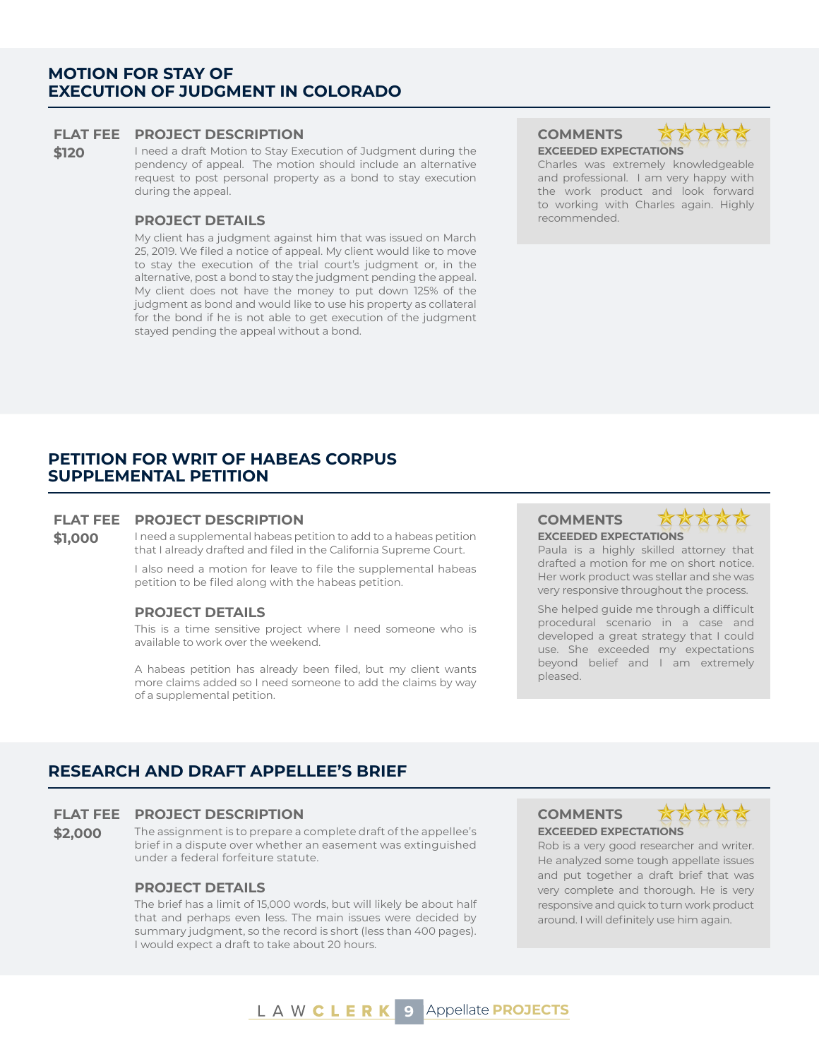## MOTION FOR STAY OF EXECUTION OF JUDGMENT IN COLORADO

**FLAT FEE**
**$120**

### PROJECT DESCRIPTION

I need a draft Motion to Stay Execution of Judgment during the pendency of appeal. The motion should include an alternative request to post personal property as a bond to stay execution during the appeal.

### PROJECT DETAILS

My client has a judgment against him that was issued on March 25, 2019. We filed a notice of appeal. My client would like to move to stay the execution of the trial court's judgment or, in the alternative, post a bond to stay the judgment pending the appeal. My client does not have the money to put down 125% of the judgment as bond and would like to use his property as collateral for the bond if he is not able to get execution of the judgment stayed pending the appeal without a bond.

### COMMENTS

**EXCEEDED EXPECTATIONS**

Charles was extremely knowledgeable and professional. I am very happy with the work product and look forward to working with Charles again. Highly recommended.

## PETITION FOR WRIT OF HABEAS CORPUS SUPPLEMENTAL PETITION

**FLAT FEE**
**$1,000**

### PROJECT DESCRIPTION

I need a supplemental habeas petition to add to a habeas petition that I already drafted and filed in the California Supreme Court.

I also need a motion for leave to file the supplemental habeas petition to be filed along with the habeas petition.

### PROJECT DETAILS

This is a time sensitive project where I need someone who is available to work over the weekend.

A habeas petition has already been filed, but my client wants more claims added so I need someone to add the claims by way of a supplemental petition.

### COMMENTS

**EXCEEDED EXPECTATIONS**

Paula is a highly skilled attorney that drafted a motion for me on short notice. Her work product was stellar and she was very responsive throughout the process.

She helped guide me through a difficult procedural scenario in a case and developed a great strategy that I could use. She exceeded my expectations beyond belief and I am extremely pleased.

## RESEARCH AND DRAFT APPELLEE'S BRIEF

**FLAT FEE**
**$2,000**

### PROJECT DESCRIPTION

The assignment is to prepare a complete draft of the appellee's brief in a dispute over whether an easement was extinguished under a federal forfeiture statute.

### PROJECT DETAILS

The brief has a limit of 15,000 words, but will likely be about half that and perhaps even less. The main issues were decided by summary judgment, so the record is short (less than 400 pages). I would expect a draft to take about 20 hours.

### COMMENTS

**EXCEEDED EXPECTATIONS**

Rob is a very good researcher and writer. He analyzed some tough appellate issues and put together a draft brief that was very complete and thorough. He is very responsive and quick to turn work product around. I will definitely use him again.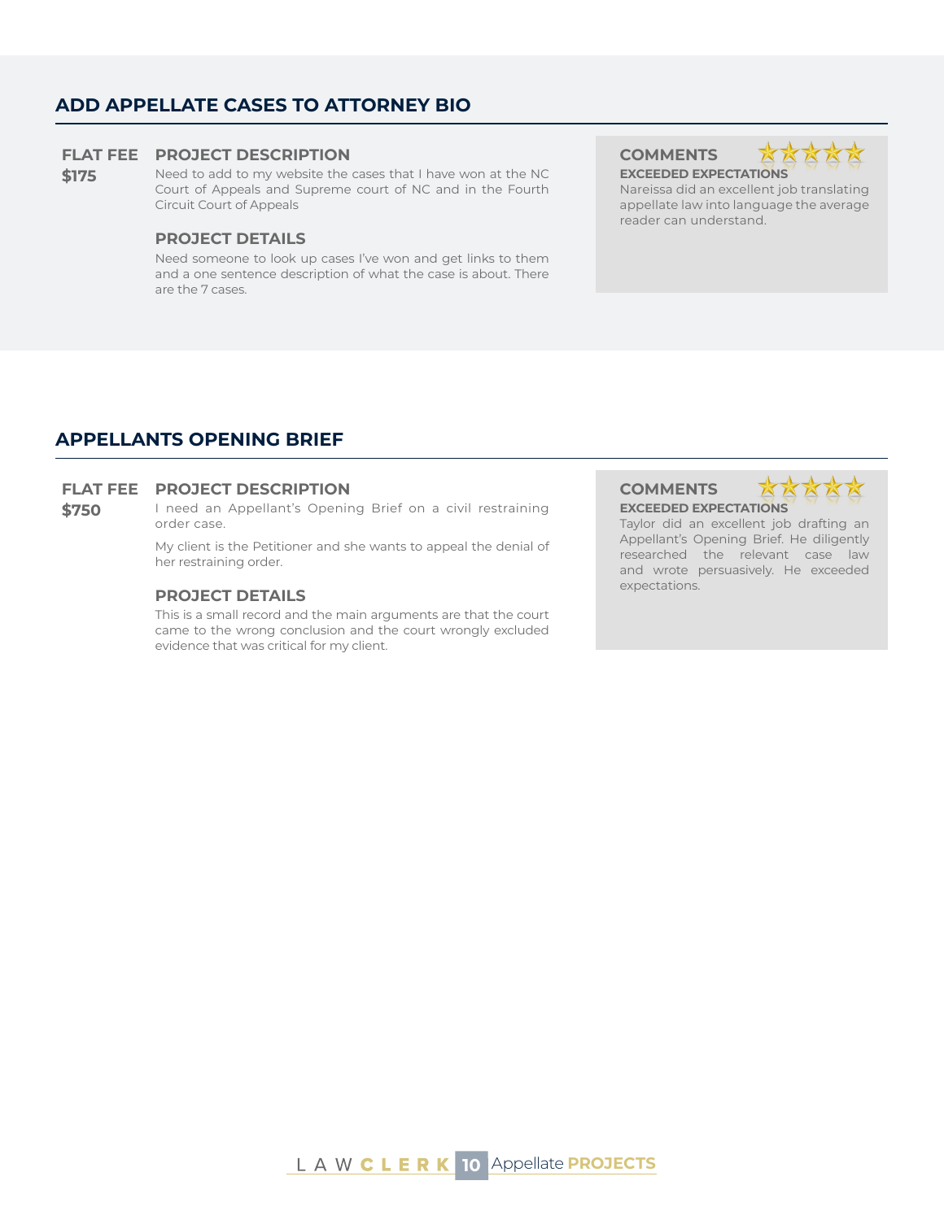## ADD APPELLATE CASES TO ATTORNEY BIO

**FLAT FEE**
**$175**

### PROJECT DESCRIPTION

Need to add to my website the cases that I have won at the NC Court of Appeals and Supreme court of NC and in the Fourth Circuit Court of Appeals

### PROJECT DETAILS

Need someone to look up cases I've won and get links to them and a one sentence description of what the case is about. There are the 7 cases.

### COMMENTS

**EXCEEDED EXPECTATIONS**

Nareissa did an excellent job translating appellate law into language the average reader can understand.

## APPELLANTS OPENING BRIEF

**FLAT FEE**
**$750**

### PROJECT DESCRIPTION

I need an Appellant's Opening Brief on a civil restraining order case.

My client is the Petitioner and she wants to appeal the denial of her restraining order.

### PROJECT DETAILS

This is a small record and the main arguments are that the court came to the wrong conclusion and the court wrongly excluded evidence that was critical for my client.

### COMMENTS

**EXCEEDED EXPECTATIONS**

Taylor did an excellent job drafting an Appellant's Opening Brief. He diligently researched the relevant case law and wrote persuasively. He exceeded expectations.